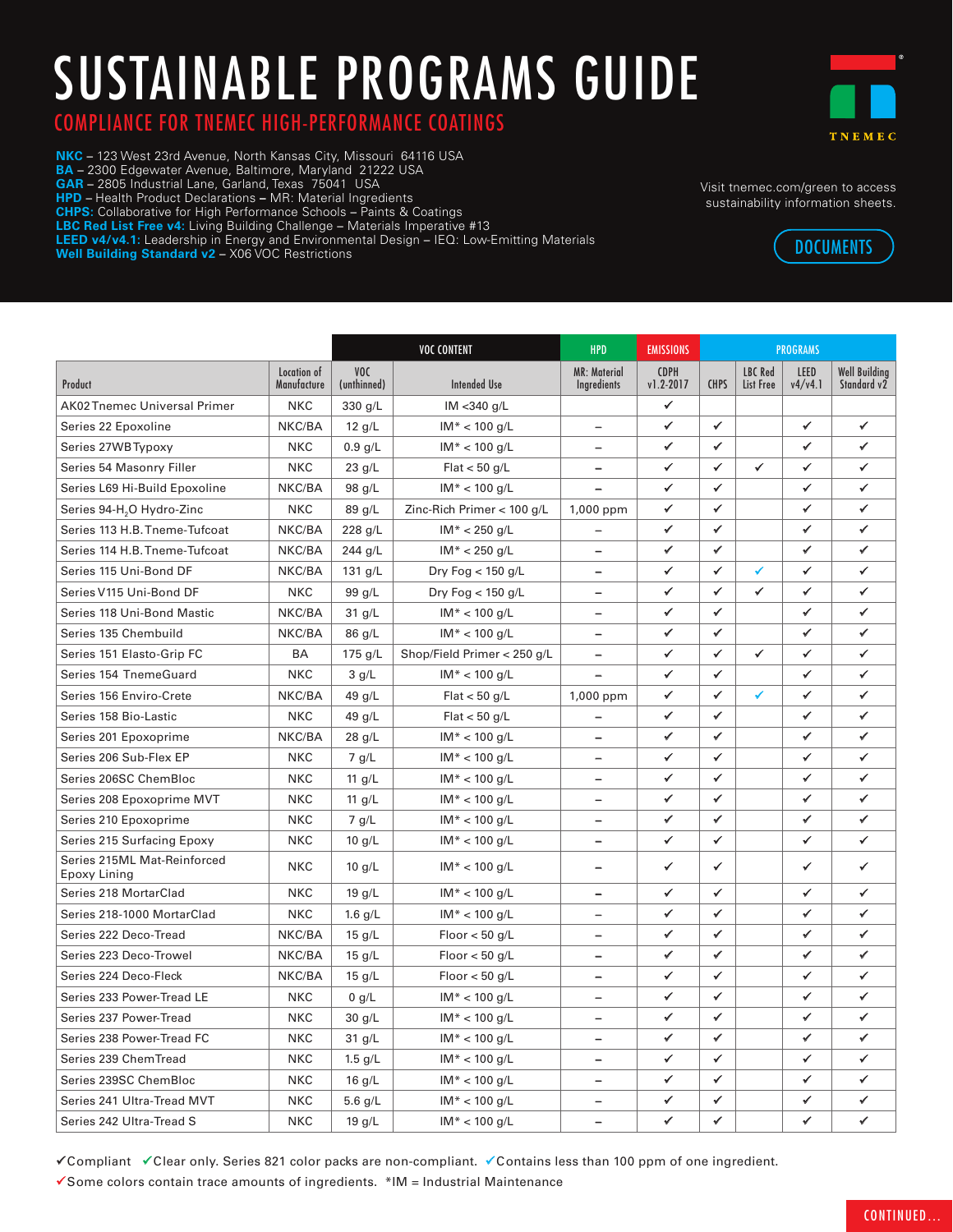# SUSTAINABLE PROGRAMS GUIDE

## COMPLIANCE FOR TNEMEC HIGH-PERFORMANCE COATINGS

**NKC** – 123 West 23rd Avenue, North Kansas City, Missouri 64116 USA
**BA** – 2300 Edgewater Avenue, Baltimore, Maryland 21222 USA
**GAR** – 2805 Industrial Lane, Garland, Texas 75041 USA
**HPD** – Health Product Declarations – MR: Material Ingredients
**CHPS:** Collaborative for High Performance Schools – Paints & Coatings
**LBC Red List Free v4:** Living Building Challenge – Materials Imperative #13
**LEED v4/v4.1:** Leadership in Energy and Environmental Design – IEQ: Low-Emitting Materials
**Well Building Standard v2** – X06 VOC Restrictions

TNEMEC

Visit tnemec.com/green to access sustainability information sheets.

DOCUMENTS

| | | VOC CONTENT | | HPD | EMISSIONS | PROGRAMS | | | |
|---|---|---|---|---|---|---|---|---|---|
| Product | Location of Manufacture | VOC (unthinned) | Intended Use | MR: Material Ingredients | CDPH v1.2-2017 | CHPS | LBC Red List Free | LEED v4/v4.1 | Well Building Standard v2 |
| AK02 Tnemec Universal Primer | NKC | 330 g/L | IM <340 g/L | | ✔ | | | | |
| Series 22 Epoxoline | NKC/BA | 12 g/L | IM* < 100 g/L | – | ✔ | ✔ | | ✔ | ✔ |
| Series 27WB Typoxy | NKC | 0.9 g/L | IM* < 100 g/L | – | ✔ | ✔ | | ✔ | ✔ |
| Series 54 Masonry Filler | NKC | 23 g/L | Flat < 50 g/L | – | ✔ | ✔ | ✔ | ✔ | ✔ |
| Series L69 Hi-Build Epoxoline | NKC/BA | 98 g/L | IM* < 100 g/L | – | ✔ | ✔ | | ✔ | ✔ |
| Series 94-$H_2O$ Hydro-Zinc | NKC | 89 g/L | Zinc-Rich Primer < 100 g/L | 1,000 ppm | ✔ | ✔ | | ✔ | ✔ |
| Series 113 H.B. Tneme-Tufcoat | NKC/BA | 228 g/L | IM* < 250 g/L | – | ✔ | ✔ | | ✔ | ✔ |
| Series 114 H.B. Tneme-Tufcoat | NKC/BA | 244 g/L | IM* < 250 g/L | – | ✔ | ✔ | | ✔ | ✔ |
| Series 115 Uni-Bond DF | NKC/BA | 131 g/L | Dry Fog < 150 g/L | – | ✔ | ✔ | ✔ | ✔ | ✔ |
| Series V115 Uni-Bond DF | NKC | 99 g/L | Dry Fog < 150 g/L | – | ✔ | ✔ | ✔ | ✔ | ✔ |
| Series 118 Uni-Bond Mastic | NKC/BA | 31 g/L | IM* < 100 g/L | – | ✔ | ✔ | | ✔ | ✔ |
| Series 135 Chembuild | NKC/BA | 86 g/L | IM* < 100 g/L | – | ✔ | ✔ | | ✔ | ✔ |
| Series 151 Elasto-Grip FC | BA | 175 g/L | Shop/Field Primer < 250 g/L | – | ✔ | ✔ | ✔ | ✔ | ✔ |
| Series 154 TnemeGuard | NKC | 3 g/L | IM* < 100 g/L | – | ✔ | ✔ | | ✔ | ✔ |
| Series 156 Enviro-Crete | NKC/BA | 49 g/L | Flat < 50 g/L | 1,000 ppm | ✔ | ✔ | ✔ | ✔ | ✔ |
| Series 158 Bio-Lastic | NKC | 49 g/L | Flat < 50 g/L | – | ✔ | ✔ | | ✔ | ✔ |
| Series 201 Epoxoprime | NKC/BA | 28 g/L | IM* < 100 g/L | – | ✔ | ✔ | | ✔ | ✔ |
| Series 206 Sub-Flex EP | NKC | 7 g/L | IM* < 100 g/L | – | ✔ | ✔ | | ✔ | ✔ |
| Series 206SC ChemBloc | NKC | 11 g/L | IM* < 100 g/L | – | ✔ | ✔ | | ✔ | ✔ |
| Series 208 Epoxoprime MVT | NKC | 11 g/L | IM* < 100 g/L | – | ✔ | ✔ | | ✔ | ✔ |
| Series 210 Epoxoprime | NKC | 7 g/L | IM* < 100 g/L | – | ✔ | ✔ | | ✔ | ✔ |
| Series 215 Surfacing Epoxy | NKC | 10 g/L | IM* < 100 g/L | – | ✔ | ✔ | | ✔ | ✔ |
| Series 215ML Mat-Reinforced Epoxy Lining | NKC | 10 g/L | IM* < 100 g/L | – | ✔ | ✔ | | ✔ | ✔ |
| Series 218 MortarClad | NKC | 19 g/L | IM* < 100 g/L | – | ✔ | ✔ | | ✔ | ✔ |
| Series 218-1000 MortarClad | NKC | 1.6 g/L | IM* < 100 g/L | – | ✔ | ✔ | | ✔ | ✔ |
| Series 222 Deco-Tread | NKC/BA | 15 g/L | Floor < 50 g/L | – | ✔ | ✔ | | ✔ | ✔ |
| Series 223 Deco-Trowel | NKC/BA | 15 g/L | Floor < 50 g/L | – | ✔ | ✔ | | ✔ | ✔ |
| Series 224 Deco-Fleck | NKC/BA | 15 g/L | Floor < 50 g/L | – | ✔ | ✔ | | ✔ | ✔ |
| Series 233 Power-Tread LE | NKC | 0 g/L | IM* < 100 g/L | – | ✔ | ✔ | | ✔ | ✔ |
| Series 237 Power-Tread | NKC | 30 g/L | IM* < 100 g/L | – | ✔ | ✔ | | ✔ | ✔ |
| Series 238 Power-Tread FC | NKC | 31 g/L | IM* < 100 g/L | – | ✔ | ✔ | | ✔ | ✔ |
| Series 239 ChemTread | NKC | 1.5 g/L | IM* < 100 g/L | – | ✔ | ✔ | | ✔ | ✔ |
| Series 239SC ChemBloc | NKC | 16 g/L | IM* < 100 g/L | – | ✔ | ✔ | | ✔ | ✔ |
| Series 241 Ultra-Tread MVT | NKC | 5.6 g/L | IM* < 100 g/L | – | ✔ | ✔ | | ✔ | ✔ |
| Series 242 Ultra-Tread S | NKC | 19 g/L | IM* < 100 g/L | – | ✔ | ✔ | | ✔ | ✔ |

✔Compliant ✔Clear only. Series 821 color packs are non-compliant. ✔Contains less than 100 ppm of one ingredient.
✔Some colors contain trace amounts of ingredients. *IM = Industrial Maintenance

CONTINUED...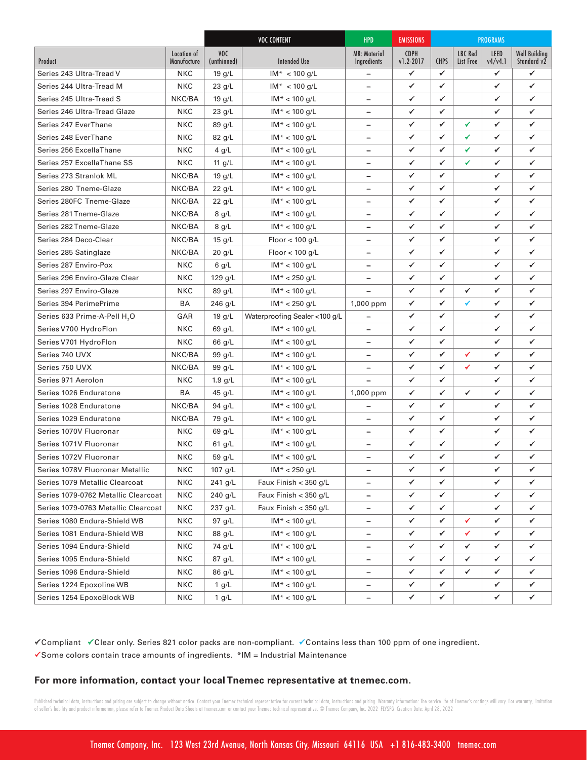| | | VOC CONTENT | | HPD | EMISSIONS | PROGRAMS | | | |
|---|---|---|---|---|---|---|---|---|---|
| Product | Location of Manufacture | VOC (unthinned) | Intended Use | MR: Material Ingredients | CDPH v1.2-2017 | CHPS | LBC Red List Free | LEED v4/v4.1 | Well Building Standard v2 |
| Series 243 Ultra-Tread V | NKC | 19 g/L | IM* < 100 g/L | – | ✓ | ✓ | | ✓ | ✓ |
| Series 244 Ultra-Tread M | NKC | 23 g/L | IM* < 100 g/L | – | ✓ | ✓ | | ✓ | ✓ |
| Series 245 Ultra-Tread S | NKC/BA | 19 g/L | IM* < 100 g/L | – | ✓ | ✓ | | ✓ | ✓ |
| Series 246 Ultra-Tread Glaze | NKC | 23 g/L | IM* < 100 g/L | – | ✓ | ✓ | | ✓ | ✓ |
| Series 247 EverThane | NKC | 89 g/L | IM* < 100 g/L | – | ✓ | ✓ | ✓ | ✓ | ✓ |
| Series 248 EverThane | NKC | 82 g/L | IM* < 100 g/L | – | ✓ | ✓ | ✓ | ✓ | ✓ |
| Series 256 ExcellaThane | NKC | 4 g/L | IM* < 100 g/L | – | ✓ | ✓ | ✓ | ✓ | ✓ |
| Series 257 ExcellaThane SS | NKC | 11 g/L | IM* < 100 g/L | – | ✓ | ✓ | ✓ | ✓ | ✓ |
| Series 273 Stranlok ML | NKC/BA | 19 g/L | IM* < 100 g/L | – | ✓ | ✓ | | ✓ | ✓ |
| Series 280 Tneme-Glaze | NKC/BA | 22 g/L | IM* < 100 g/L | – | ✓ | ✓ | | ✓ | ✓ |
| Series 280FC Tneme-Glaze | NKC/BA | 22 g/L | IM* < 100 g/L | – | ✓ | ✓ | | ✓ | ✓ |
| Series 281 Tneme-Glaze | NKC/BA | 8 g/L | IM* < 100 g/L | – | ✓ | ✓ | | ✓ | ✓ |
| Series 282 Tneme-Glaze | NKC/BA | 8 g/L | IM* < 100 g/L | – | ✓ | ✓ | | ✓ | ✓ |
| Series 284 Deco-Clear | NKC/BA | 15 g/L | Floor < 100 g/L | – | ✓ | ✓ | | ✓ | ✓ |
| Series 285 Satinglaze | NKC/BA | 20 g/L | Floor < 100 g/L | – | ✓ | ✓ | | ✓ | ✓ |
| Series 287 Enviro-Pox | NKC | 6 g/L | IM* < 100 g/L | – | ✓ | ✓ | | ✓ | ✓ |
| Series 296 Enviro-Glaze Clear | NKC | 129 g/L | IM* < 250 g/L | – | ✓ | ✓ | | ✓ | ✓ |
| Series 297 Enviro-Glaze | NKC | 89 g/L | IM* < 100 g/L | – | ✓ | ✓ | ✓ | ✓ | ✓ |
| Series 394 PerimePrime | BA | 246 g/L | IM* < 250 g/L | 1,000 ppm | ✓ | ✓ | ✓ | ✓ | ✓ |
| Series 633 Prime-A-Pell $H_2O$ | GAR | 19 g/L | Waterproofing Sealer <100 g/L | – | ✓ | ✓ | | ✓ | ✓ |
| Series V700 HydroFlon | NKC | 69 g/L | IM* < 100 g/L | – | ✓ | ✓ | | ✓ | ✓ |
| Series V701 HydroFlon | NKC | 66 g/L | IM* < 100 g/L | – | ✓ | ✓ | | ✓ | ✓ |
| Series 740 UVX | NKC/BA | 99 g/L | IM* < 100 g/L | – | ✓ | ✓ | ✓ | ✓ | ✓ |
| Series 750 UVX | NKC/BA | 99 g/L | IM* < 100 g/L | – | ✓ | ✓ | ✓ | ✓ | ✓ |
| Series 971 Aerolon | NKC | 1.9 g/L | IM* < 100 g/L | – | ✓ | ✓ | | ✓ | ✓ |
| Series 1026 Enduratone | BA | 45 g/L | IM* < 100 g/L | 1,000 ppm | ✓ | ✓ | ✓ | ✓ | ✓ |
| Series 1028 Enduratone | NKC/BA | 94 g/L | IM* < 100 g/L | – | ✓ | ✓ | | ✓ | ✓ |
| Series 1029 Enduratone | NKC/BA | 79 g/L | IM* < 100 g/L | – | ✓ | ✓ | | ✓ | ✓ |
| Series 1070V Fluoronar | NKC | 69 g/L | IM* < 100 g/L | – | ✓ | ✓ | | ✓ | ✓ |
| Series 1071V Fluoronar | NKC | 61 g/L | IM* < 100 g/L | – | ✓ | ✓ | | ✓ | ✓ |
| Series 1072V Fluoronar | NKC | 59 g/L | IM* < 100 g/L | – | ✓ | ✓ | | ✓ | ✓ |
| Series 1078V Fluoronar Metallic | NKC | 107 g/L | IM* < 250 g/L | – | ✓ | ✓ | | ✓ | ✓ |
| Series 1079 Metallic Clearcoat | NKC | 241 g/L | Faux Finish < 350 g/L | – | ✓ | ✓ | | ✓ | ✓ |
| Series 1079-0762 Metallic Clearcoat | NKC | 240 g/L | Faux Finish < 350 g/L | – | ✓ | ✓ | | ✓ | ✓ |
| Series 1079-0763 Metallic Clearcoat | NKC | 237 g/L | Faux Finish < 350 g/L | – | ✓ | ✓ | | ✓ | ✓ |
| Series 1080 Endura-Shield WB | NKC | 97 g/L | IM* < 100 g/L | – | ✓ | ✓ | ✓ | ✓ | ✓ |
| Series 1081 Endura-Shield WB | NKC | 88 g/L | IM* < 100 g/L | – | ✓ | ✓ | ✓ | ✓ | ✓ |
| Series 1094 Endura-Shield | NKC | 74 g/L | IM* < 100 g/L | – | ✓ | ✓ | ✓ | ✓ | ✓ |
| Series 1095 Endura-Shield | NKC | 87 g/L | IM* < 100 g/L | – | ✓ | ✓ | ✓ | ✓ | ✓ |
| Series 1096 Endura-Shield | NKC | 86 g/L | IM* < 100 g/L | – | ✓ | ✓ | ✓ | ✓ | ✓ |
| Series 1224 Epoxoline WB | NKC | 1 g/L | IM* < 100 g/L | – | ✓ | ✓ | | ✓ | ✓ |
| Series 1254 EpoxoBlock WB | NKC | 1 g/L | IM* < 100 g/L | – | ✓ | ✓ | | ✓ | ✓ |

✓Compliant ✓Clear only. Series 821 color packs are non-compliant. ✓Contains less than 100 ppm of one ingredient.
✓Some colors contain trace amounts of ingredients. *IM = Industrial Maintenance

**For more information, contact your local Tnemec representative at tnemec.com.**

Published technical data, instructions and pricing are subject to change without notice. Contact your Tnemec technical representative for current technical data, instructions and pricing. Warranty information: The service life of Tnemec's coatings will vary. For warranty, limitation of seller's liability and product information, please refer to Tnemec Product Data Sheets at tnemec.com or contact your Tnemec technical representative. © Tnemec Company, Inc. 2022 FLYSPG Creation Date: April 28, 2022

Tnemec Company, Inc. 123 West 23rd Avenue, North Kansas City, Missouri 64116 USA +1 816-483-3400 tnemec.com